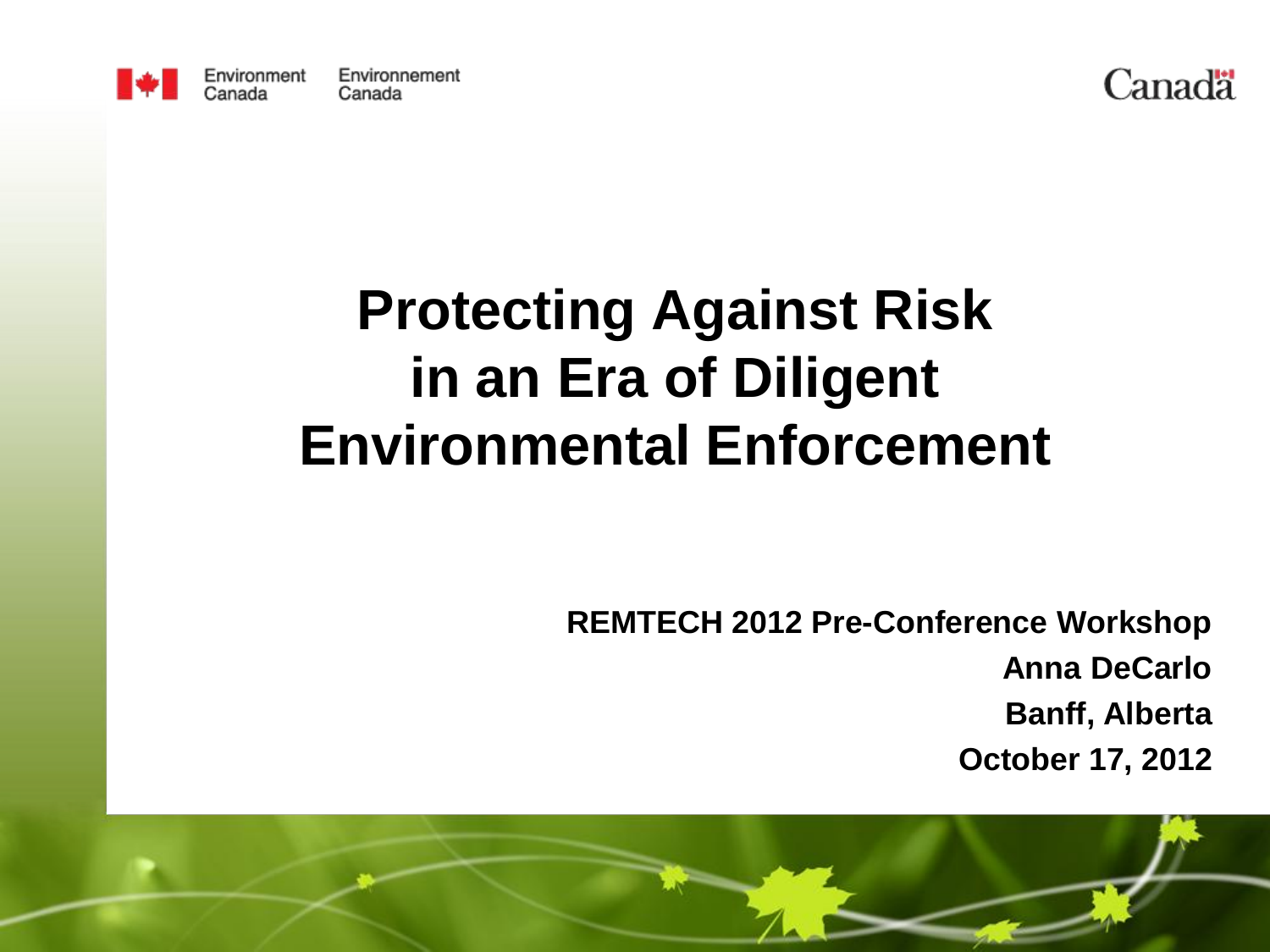Environment Canada Environnement Canada

# Protecting Against Risk in an Era of Diligent Environmental Enforcement

**REMTECH 2012 Pre-Conference Workshop**

**Anna DeCarlo**

**Banff, Alberta**

**October 17, 2012**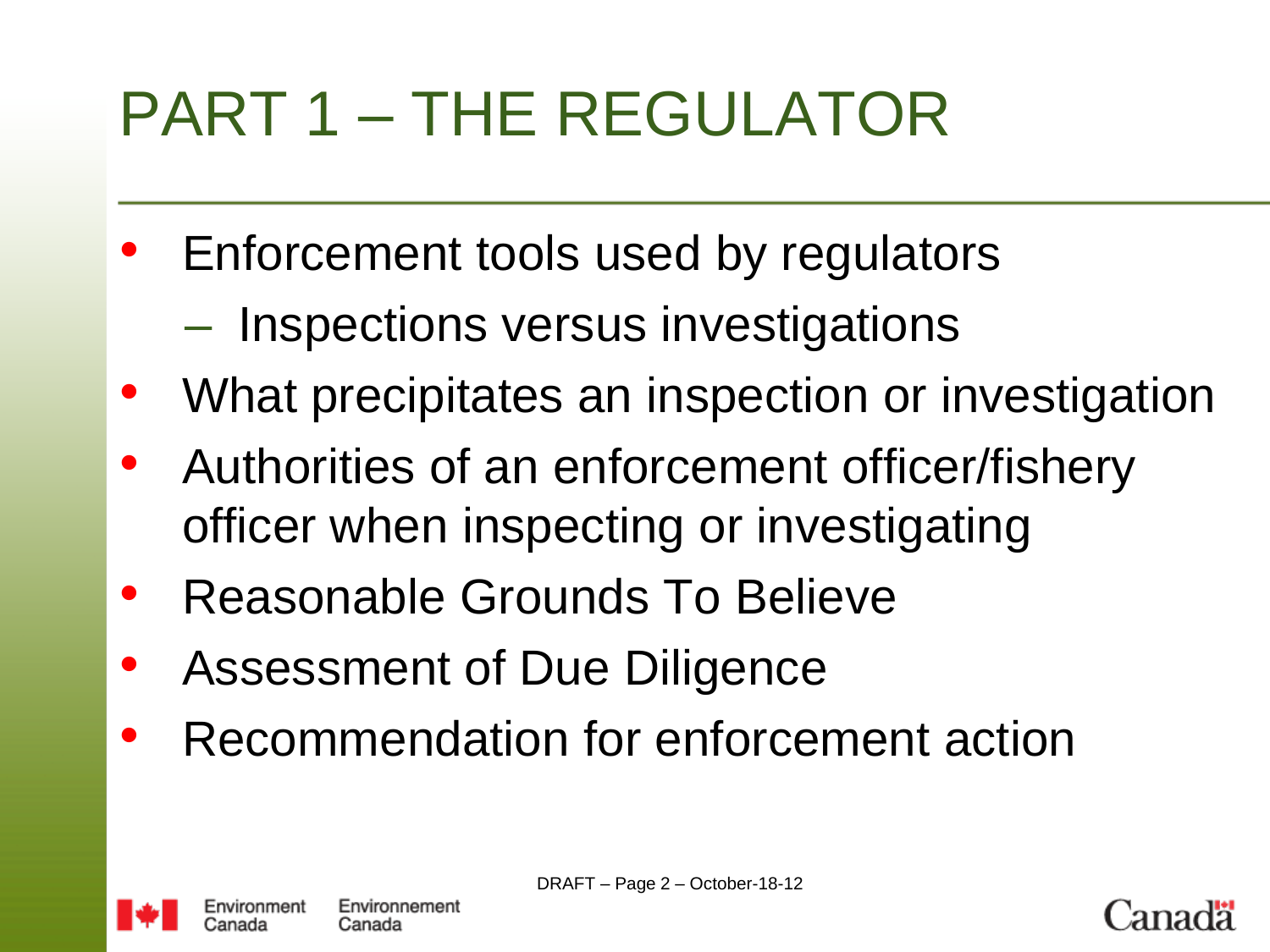# PART 1 – THE REGULATOR

- Enforcement tools used by regulators
  - Inspections versus investigations
- What precipitates an inspection or investigation
- Authorities of an enforcement officer/fishery officer when inspecting or investigating
- Reasonable Grounds To Believe
- Assessment of Due Diligence
- Recommendation for enforcement action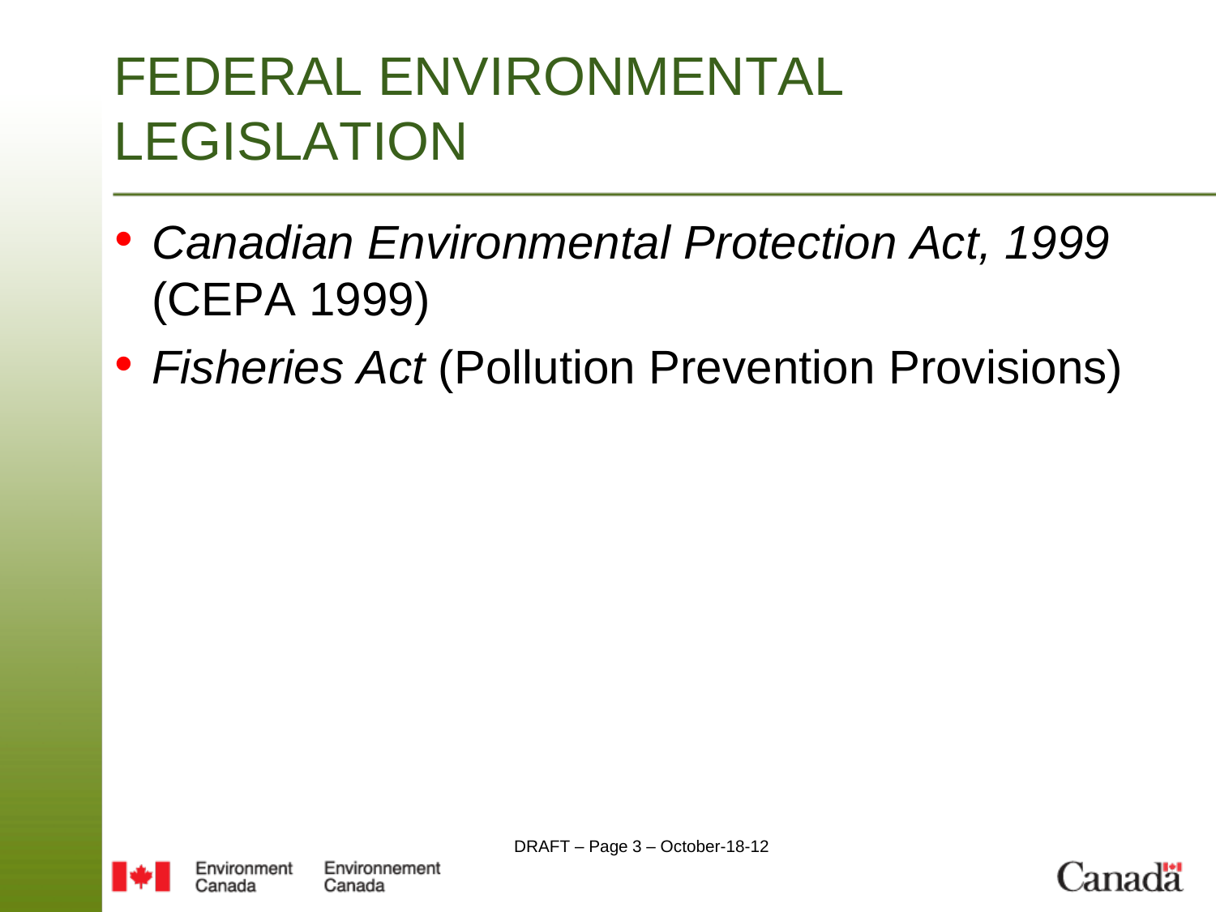# FEDERAL ENVIRONMENTAL LEGISLATION

- *Canadian Environmental Protection Act, 1999* (CEPA 1999)
- *Fisheries Act* (Pollution Prevention Provisions)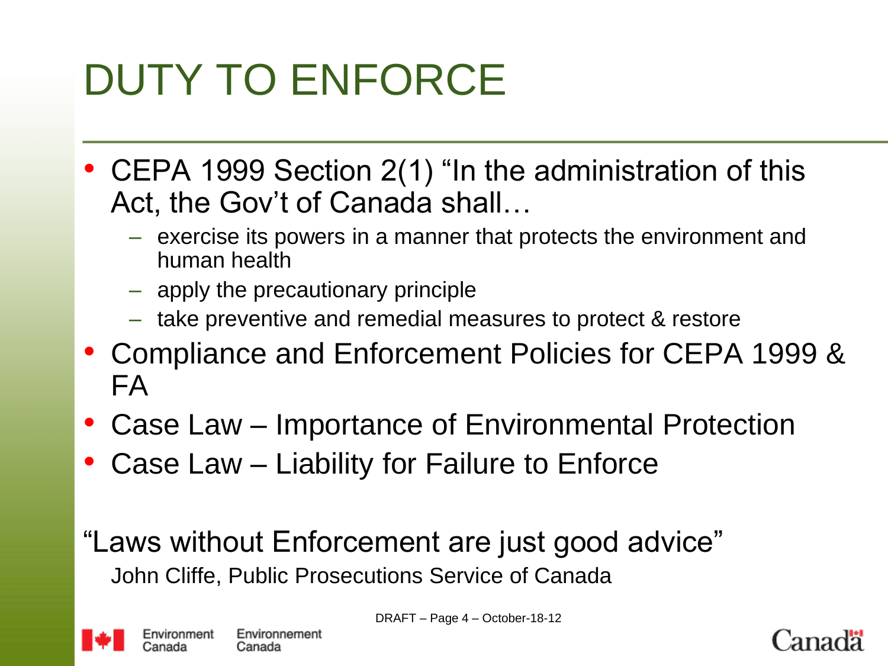# DUTY TO ENFORCE

- CEPA 1999 Section 2(1) "In the administration of this Act, the Gov't of Canada shall…
  - exercise its powers in a manner that protects the environment and human health
  - apply the precautionary principle
  - take preventive and remedial measures to protect & restore
- Compliance and Enforcement Policies for CEPA 1999 & FA
- Case Law – Importance of Environmental Protection
- Case Law – Liability for Failure to Enforce

"Laws without Enforcement are just good advice"

John Cliffe, Public Prosecutions Service of Canada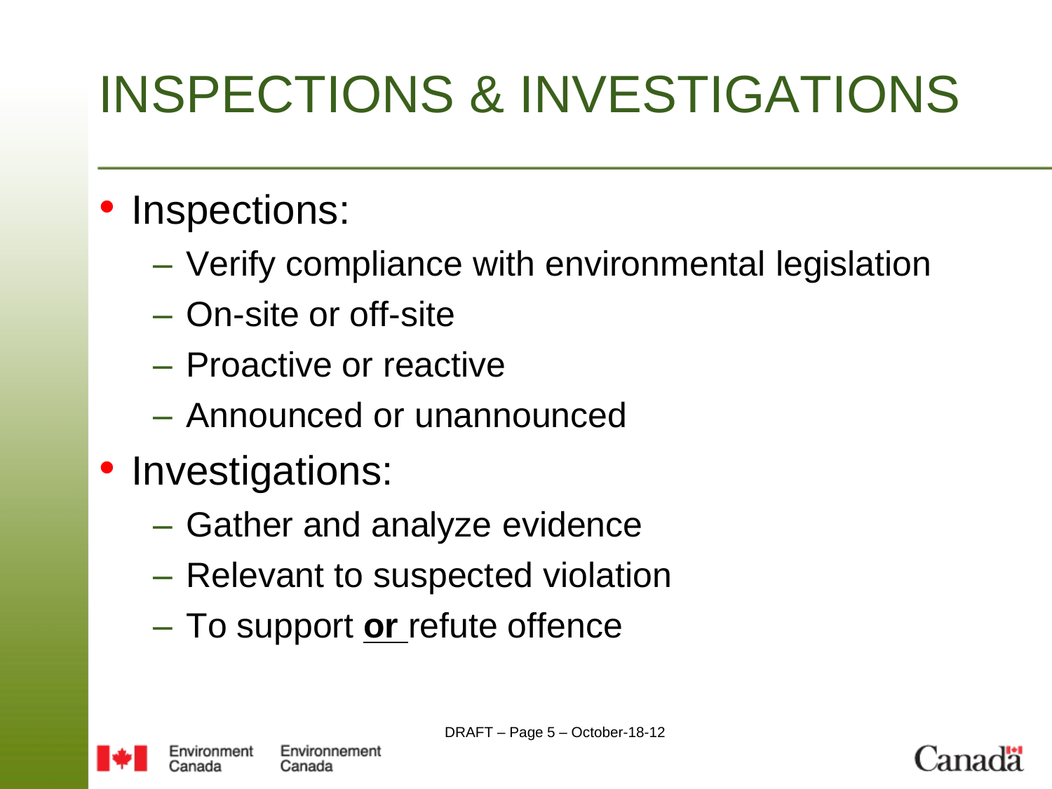# INSPECTIONS & INVESTIGATIONS

- Inspections:
  - Verify compliance with environmental legislation
  - On-site or off-site
  - Proactive or reactive
  - Announced or unannounced
- Investigations:
  - Gather and analyze evidence
  - Relevant to suspected violation
  - To support **or** refute offence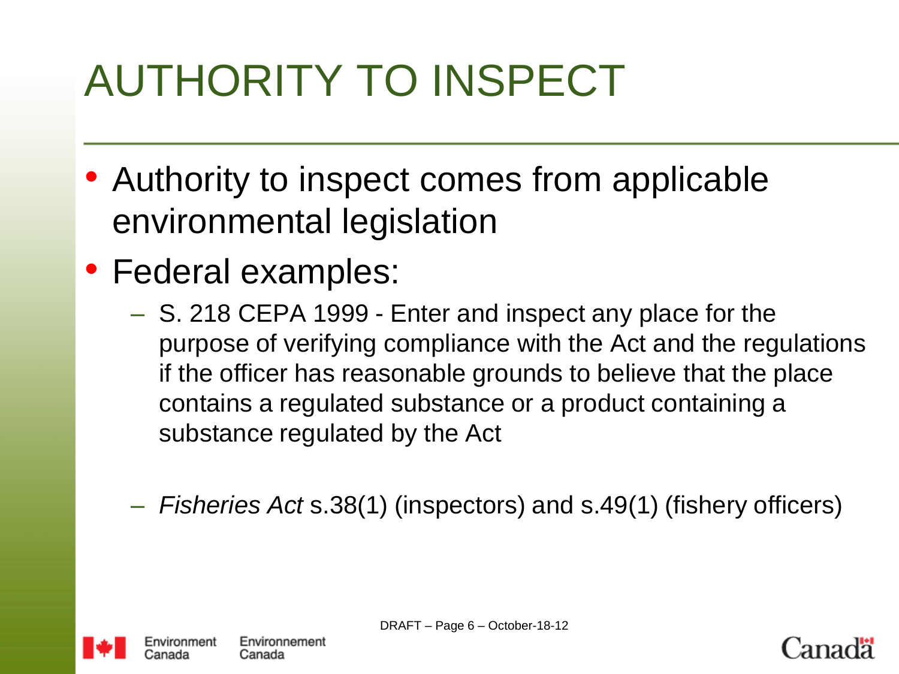# AUTHORITY TO INSPECT

- Authority to inspect comes from applicable environmental legislation
- Federal examples:
  - S. 218 CEPA 1999 - Enter and inspect any place for the purpose of verifying compliance with the Act and the regulations if the officer has reasonable grounds to believe that the place contains a regulated substance or a product containing a substance regulated by the Act
  - *Fisheries Act* s.38(1) (inspectors) and s.49(1) (fishery officers)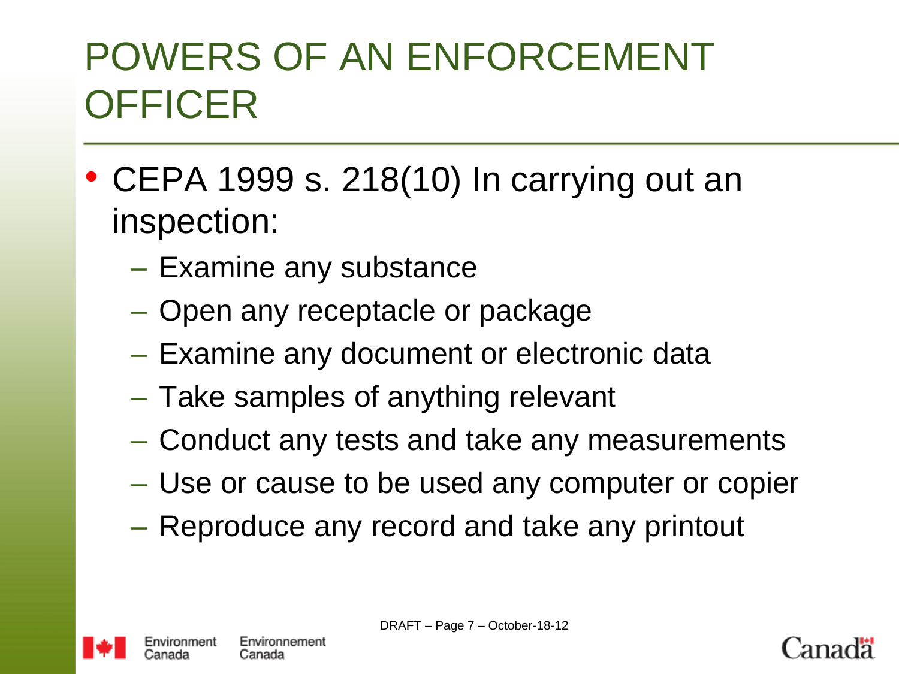# POWERS OF AN ENFORCEMENT OFFICER

- CEPA 1999 s. 218(10) In carrying out an inspection:
  - Examine any substance
  - Open any receptacle or package
  - Examine any document or electronic data
  - Take samples of anything relevant
  - Conduct any tests and take any measurements
  - Use or cause to be used any computer or copier
  - Reproduce any record and take any printout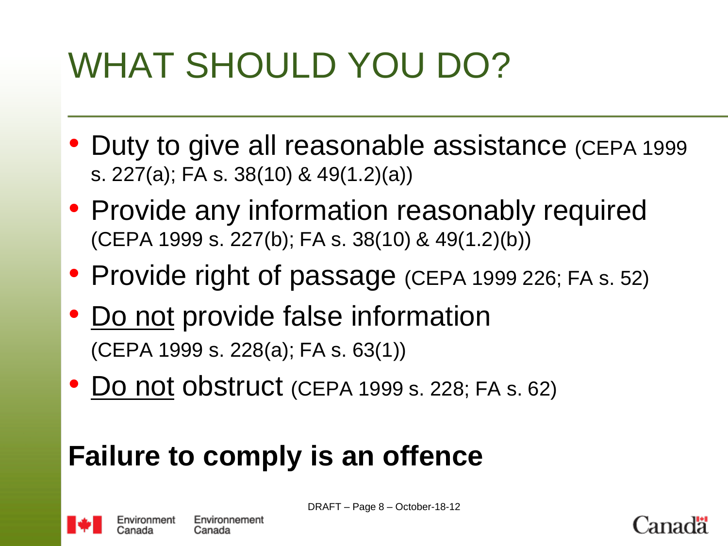# WHAT SHOULD YOU DO?

- Duty to give all reasonable assistance (CEPA 1999 s. 227(a); FA s. 38(10) & 49(1.2)(a))
- Provide any information reasonably required (CEPA 1999 s. 227(b); FA s. 38(10) & 49(1.2)(b))
- Provide right of passage (CEPA 1999 226; FA s. 52)
- Do not provide false information (CEPA 1999 s. 228(a); FA s. 63(1))
- Do not obstruct (CEPA 1999 s. 228; FA s. 62)

**Failure to comply is an offence**

DRAFT – Page 8 – October-18-12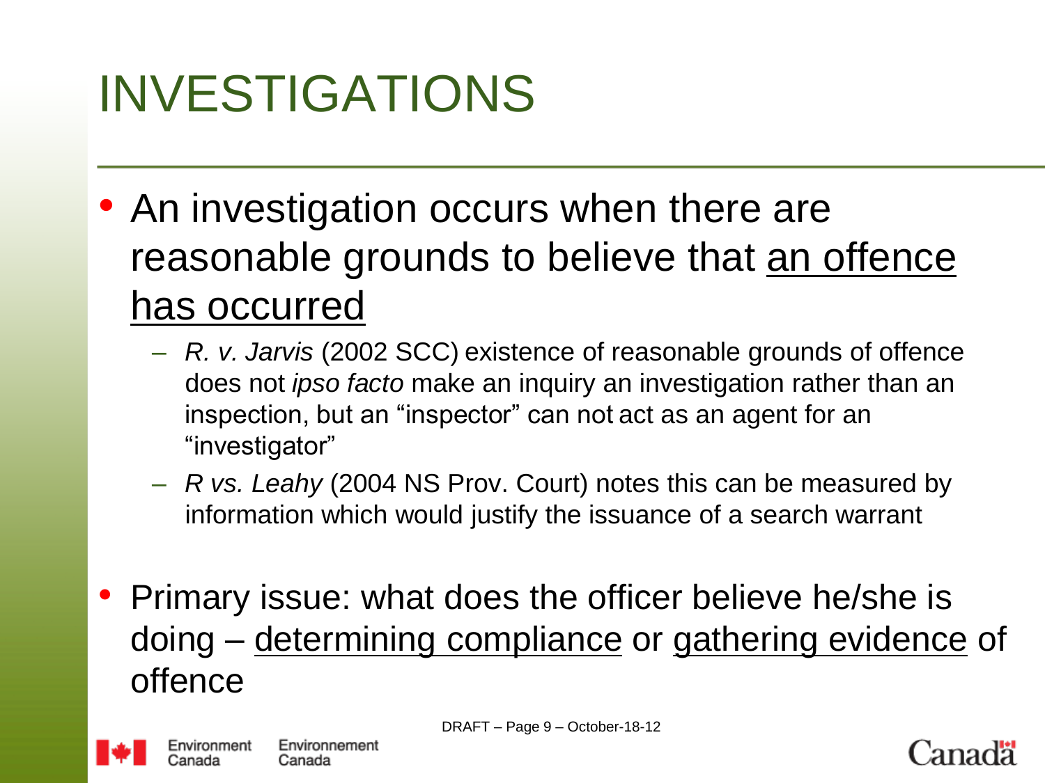# INVESTIGATIONS

- An investigation occurs when there are reasonable grounds to believe that <u>an offence has occurred</u>
  - *R. v. Jarvis* (2002 SCC) existence of reasonable grounds of offence does not *ipso facto* make an inquiry an investigation rather than an inspection, but an "inspector" can not act as an agent for an "investigator"
  - *R vs. Leahy* (2004 NS Prov. Court) notes this can be measured by information which would justify the issuance of a search warrant
- Primary issue: what does the officer believe he/she is doing – <u>determining compliance</u> or <u>gathering evidence</u> of offence

DRAFT – Page 9 – October-18-12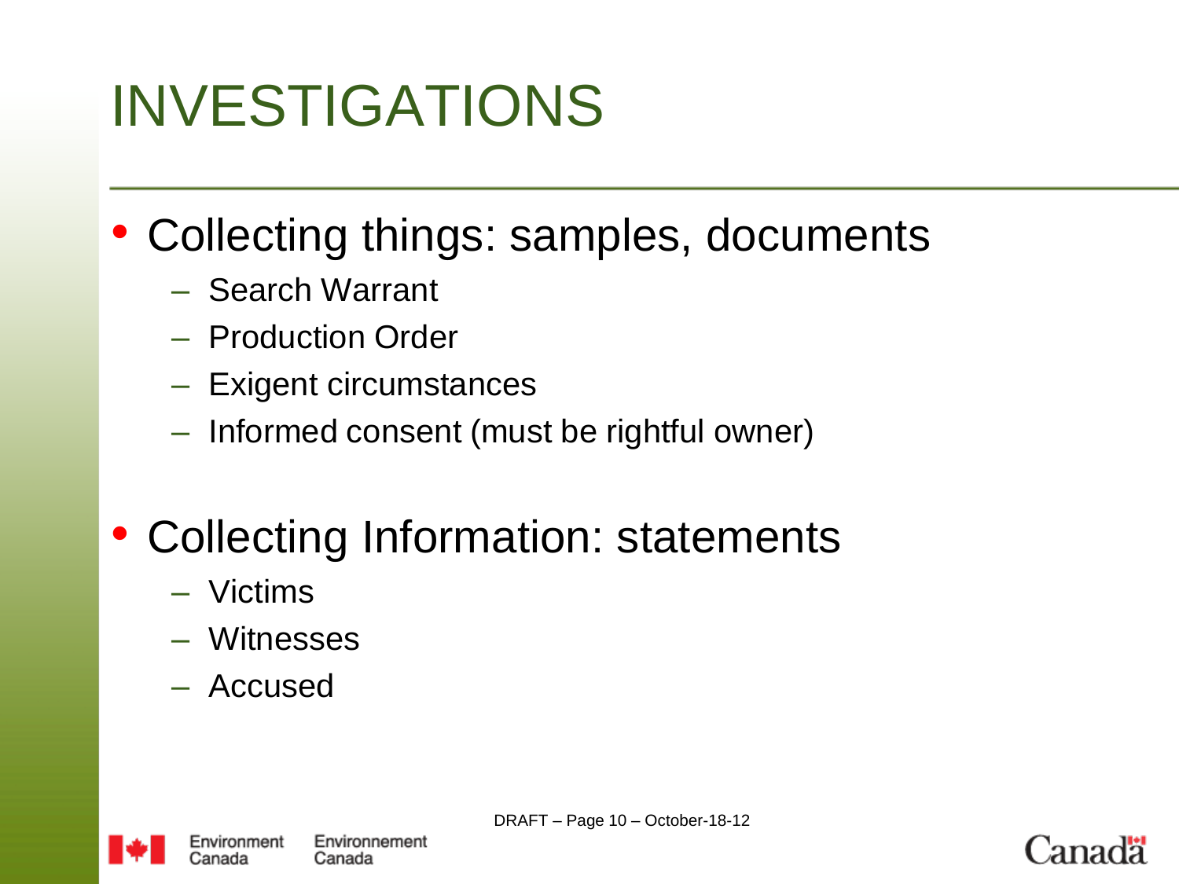# INVESTIGATIONS

- Collecting things: samples, documents
  - Search Warrant
  - Production Order
  - Exigent circumstances
  - Informed consent (must be rightful owner)

- Collecting Information: statements
  - Victims
  - Witnesses
  - Accused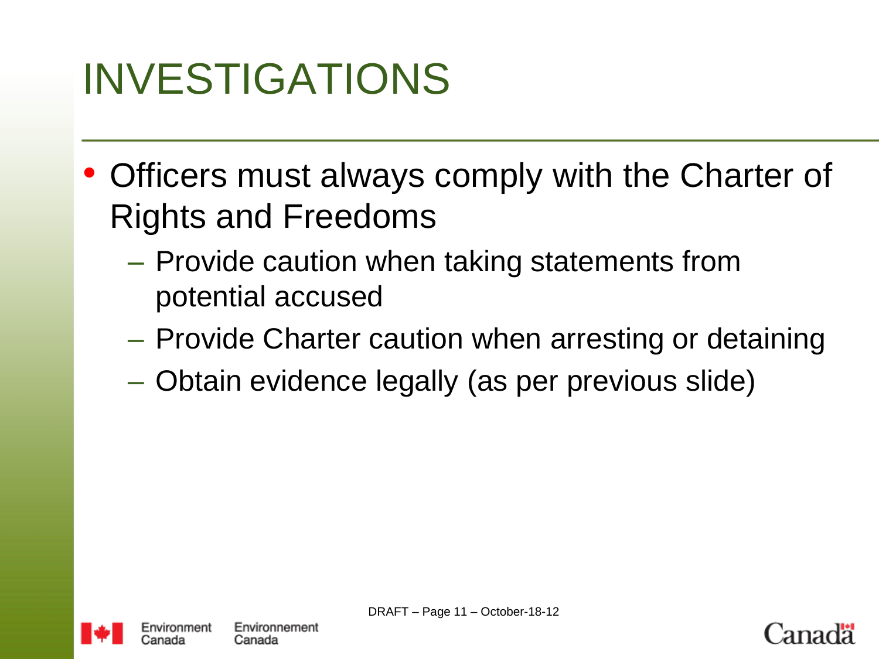# INVESTIGATIONS

- Officers must always comply with the Charter of Rights and Freedoms
  - Provide caution when taking statements from potential accused
  - Provide Charter caution when arresting or detaining
  - Obtain evidence legally (as per previous slide)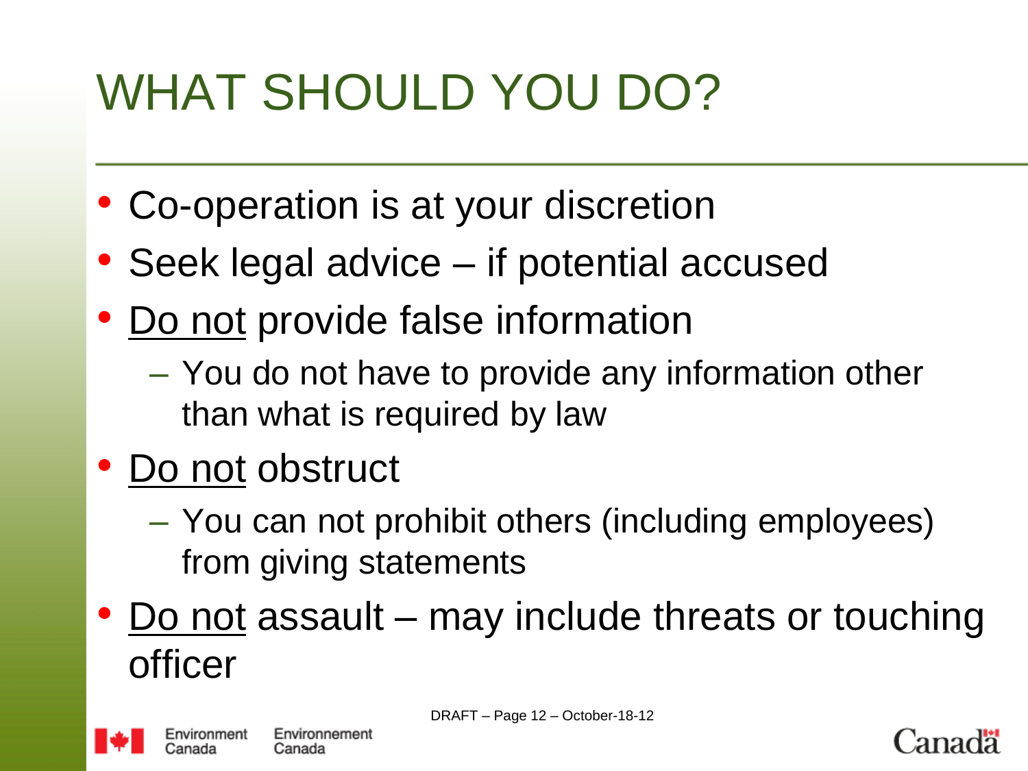# WHAT SHOULD YOU DO?

- Co-operation is at your discretion
- Seek legal advice – if potential accused
- Do not provide false information
  - You do not have to provide any information other than what is required by law
- Do not obstruct
  - You can not prohibit others (including employees) from giving statements
- Do not assault – may include threats or touching officer

DRAFT – Page 12 – October-18-12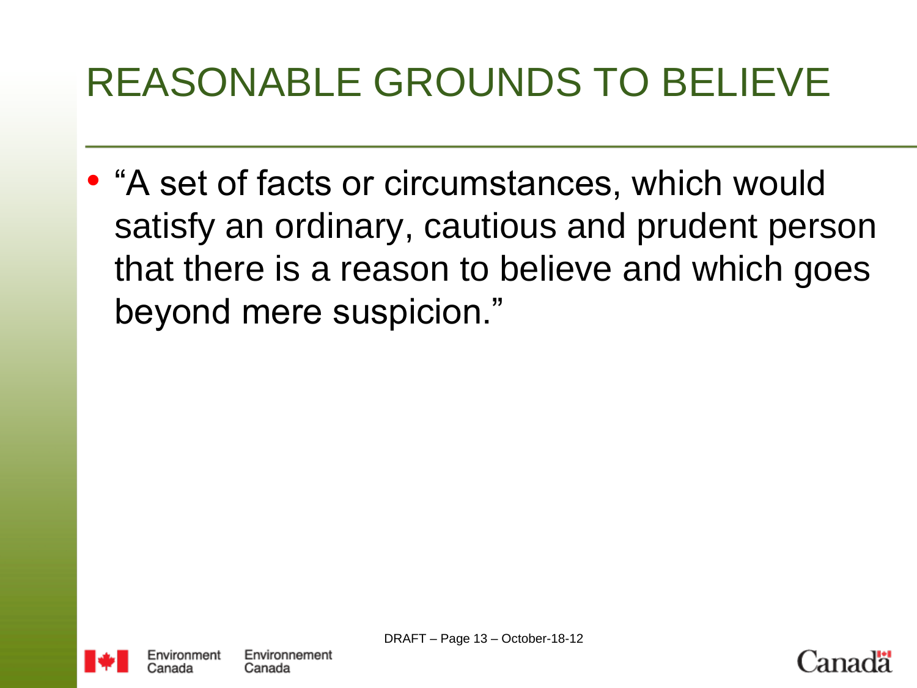# REASONABLE GROUNDS TO BELIEVE

- “A set of facts or circumstances, which would satisfy an ordinary, cautious and prudent person that there is a reason to believe and which goes beyond mere suspicion.”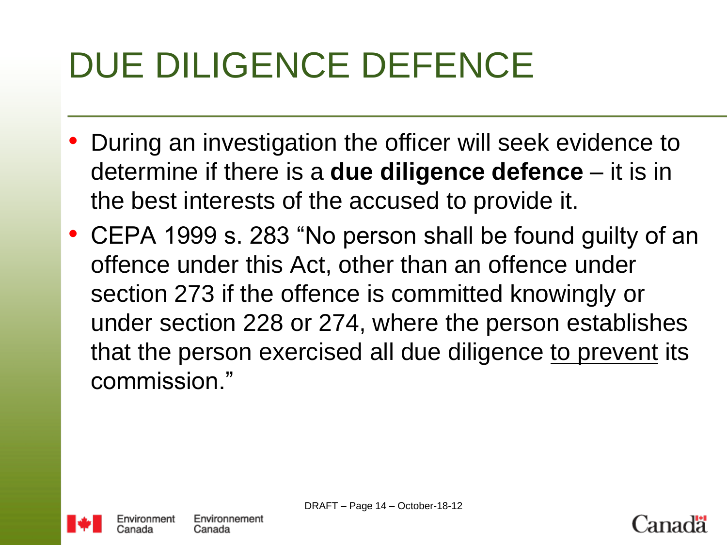# DUE DILIGENCE DEFENCE

- During an investigation the officer will seek evidence to determine if there is a **due diligence defence** – it is in the best interests of the accused to provide it.
- CEPA 1999 s. 283 "No person shall be found guilty of an offence under this Act, other than an offence under section 273 if the offence is committed knowingly or under section 228 or 274, where the person establishes that the person exercised all due diligence <u>to prevent</u> its commission."

DRAFT – Page 14 – October-18-12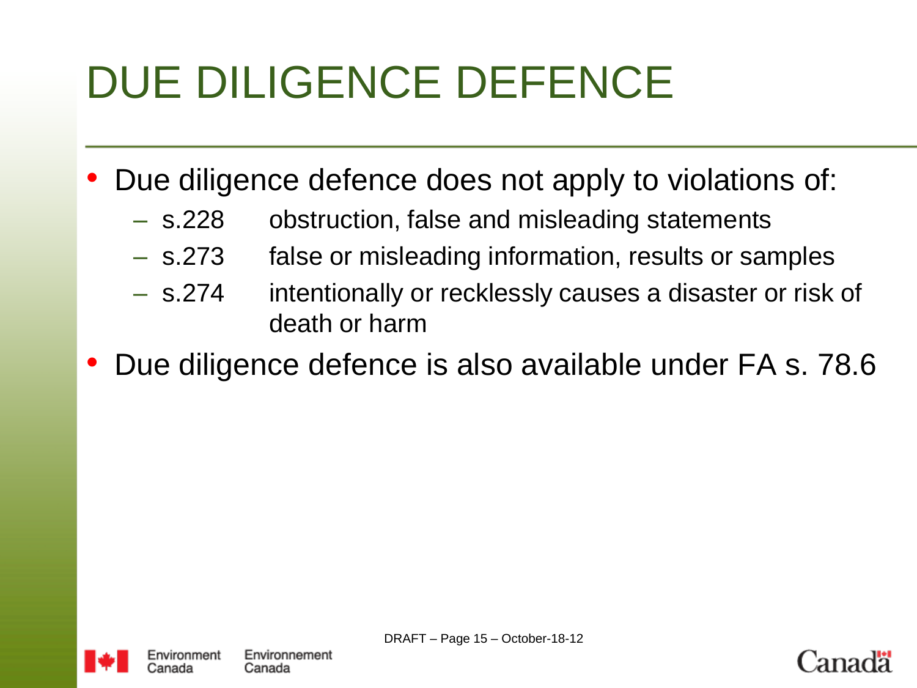# DUE DILIGENCE DEFENCE

- Due diligence defence does not apply to violations of:
  - s.228 obstruction, false and misleading statements
  - s.273 false or misleading information, results or samples
  - s.274 intentionally or recklessly causes a disaster or risk of death or harm
- Due diligence defence is also available under FA s. 78.6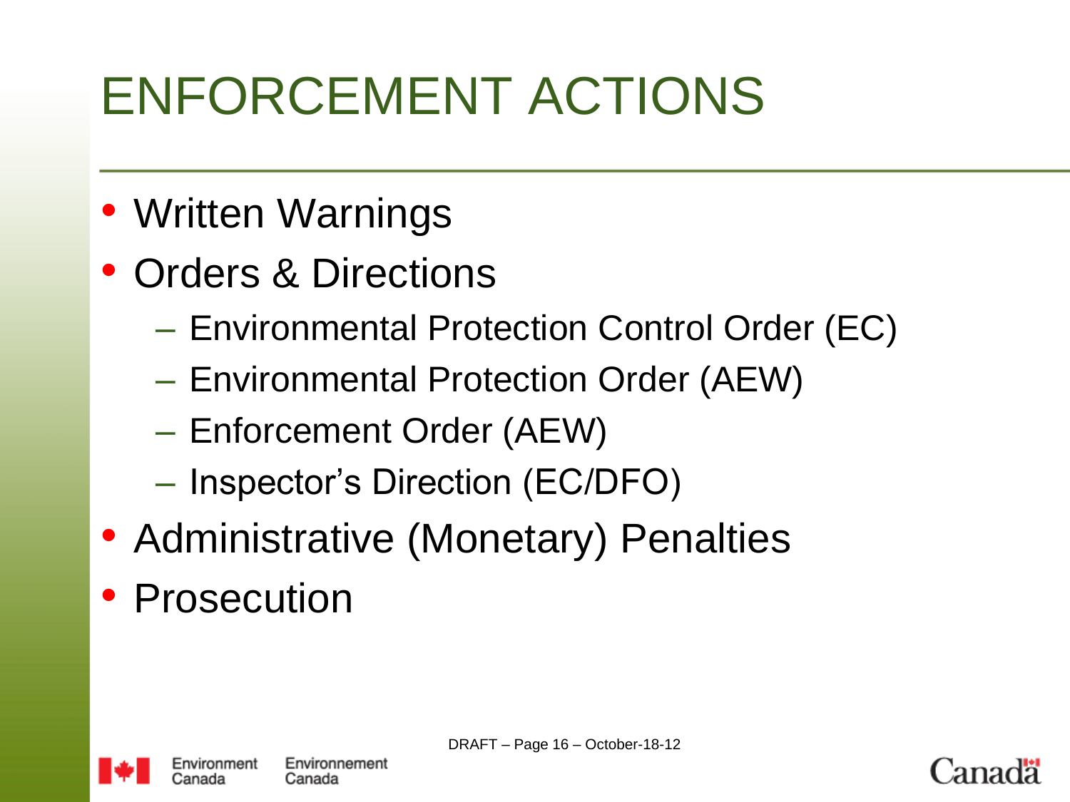# ENFORCEMENT ACTIONS

- Written Warnings
- Orders & Directions
  - Environmental Protection Control Order (EC)
  - Environmental Protection Order (AEW)
  - Enforcement Order (AEW)
  - Inspector's Direction (EC/DFO)
- Administrative (Monetary) Penalties
- Prosecution